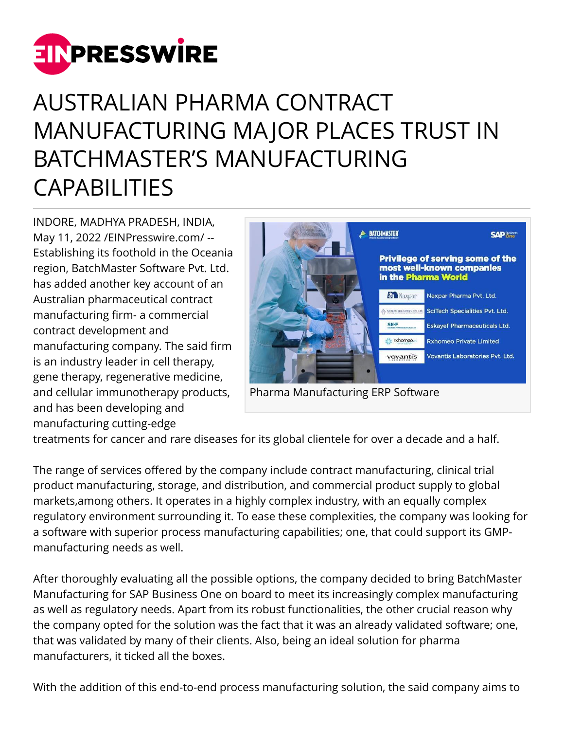# AUSTRALIAN PHARMA CONTRACT MANUFACTURING MAJOR PLACES TRUST IN BATCHMASTER'S MANUFACTURING CAPABILITIES

INDORE, MADHYA PRADESH, INDIA, May 11, 2022 /EINPresswire.com/ -- Establishing its foothold in the Oceania region, BatchMaster Software Pvt. Ltd. has added another key account of an Australian pharmaceutical contract manufacturing firm- a commercial contract development and manufacturing company. The said firm is an industry leader in cell therapy, gene therapy, regenerative medicine, and cellular immunotherapy products, and has been developing and manufacturing cutting-edge treatments for cancer and rare diseases for its global clientele for over a decade and a half.

Pharma Manufacturing ERP Software

The range of services offered by the company include contract manufacturing, clinical trial product manufacturing, storage, and distribution, and commercial product supply to global markets,among others. It operates in a highly complex industry, with an equally complex regulatory environment surrounding it. To ease these complexities, the company was looking for a software with superior process manufacturing capabilities; one, that could support its GMP-manufacturing needs as well.

After thoroughly evaluating all the possible options, the company decided to bring BatchMaster Manufacturing for SAP Business One on board to meet its increasingly complex manufacturing as well as regulatory needs. Apart from its robust functionalities, the other crucial reason why the company opted for the solution was the fact that it was an already validated software; one, that was validated by many of their clients. Also, being an ideal solution for pharma manufacturers, it ticked all the boxes.

With the addition of this end-to-end process manufacturing solution, the said company aims to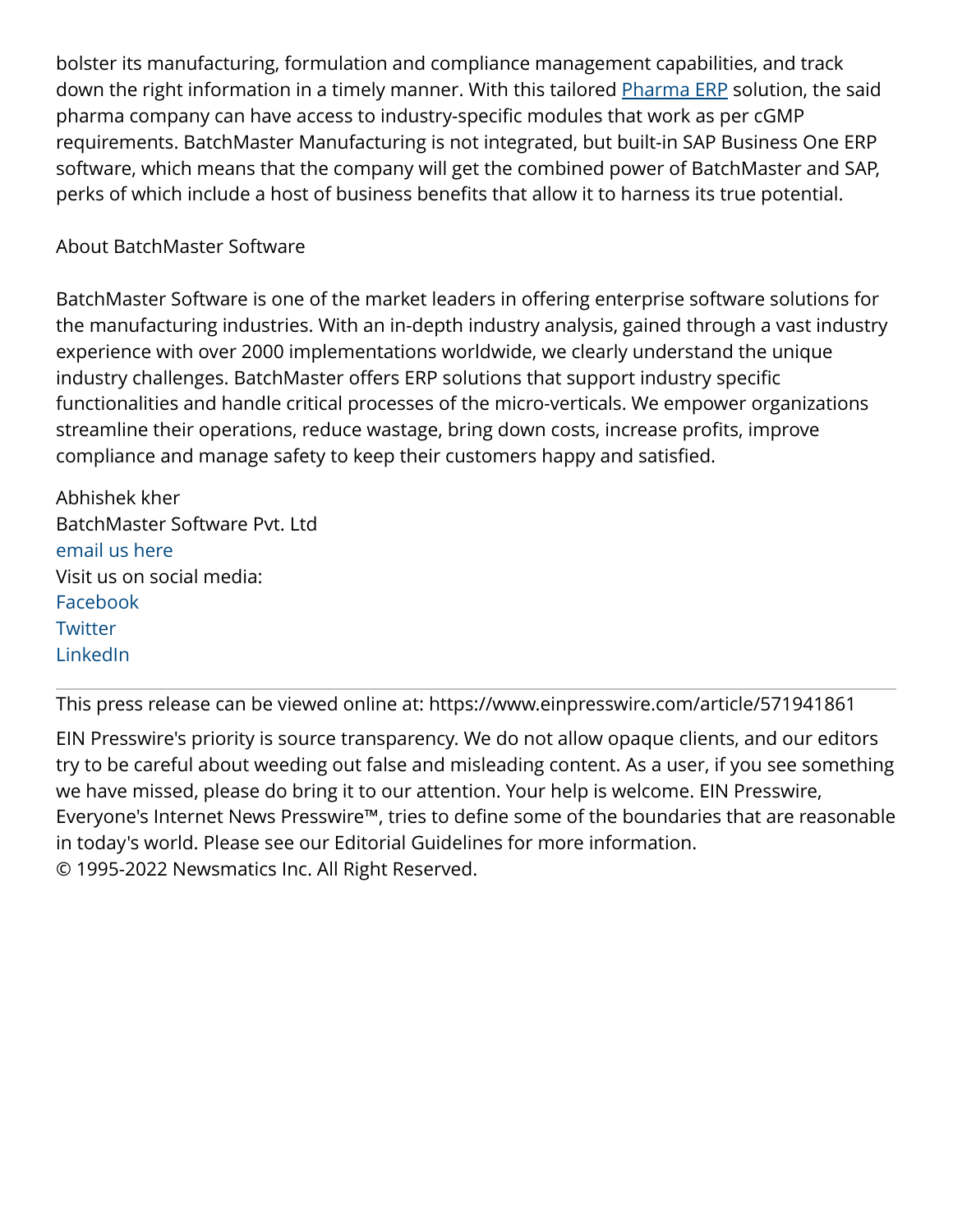bolster its manufacturing, formulation and compliance management capabilities, and track down the right information in a timely manner. With this tailored Pharma ERP solution, the said pharma company can have access to industry-specific modules that work as per cGMP requirements. BatchMaster Manufacturing is not integrated, but built-in SAP Business One ERP software, which means that the company will get the combined power of BatchMaster and SAP, perks of which include a host of business benefits that allow it to harness its true potential.

About BatchMaster Software

BatchMaster Software is one of the market leaders in offering enterprise software solutions for the manufacturing industries. With an in-depth industry analysis, gained through a vast industry experience with over 2000 implementations worldwide, we clearly understand the unique industry challenges. BatchMaster offers ERP solutions that support industry specific functionalities and handle critical processes of the micro-verticals. We empower organizations streamline their operations, reduce wastage, bring down costs, increase profits, improve compliance and manage safety to keep their customers happy and satisfied.

Abhishek kher
BatchMaster Software Pvt. Ltd
email us here
Visit us on social media:
Facebook
Twitter
LinkedIn

---

This press release can be viewed online at: https://www.einpresswire.com/article/571941861

EIN Presswire's priority is source transparency. We do not allow opaque clients, and our editors try to be careful about weeding out false and misleading content. As a user, if you see something we have missed, please do bring it to our attention. Your help is welcome. EIN Presswire, Everyone's Internet News Presswire™, tries to define some of the boundaries that are reasonable in today's world. Please see our Editorial Guidelines for more information.
© 1995-2022 Newsmatics Inc. All Right Reserved.